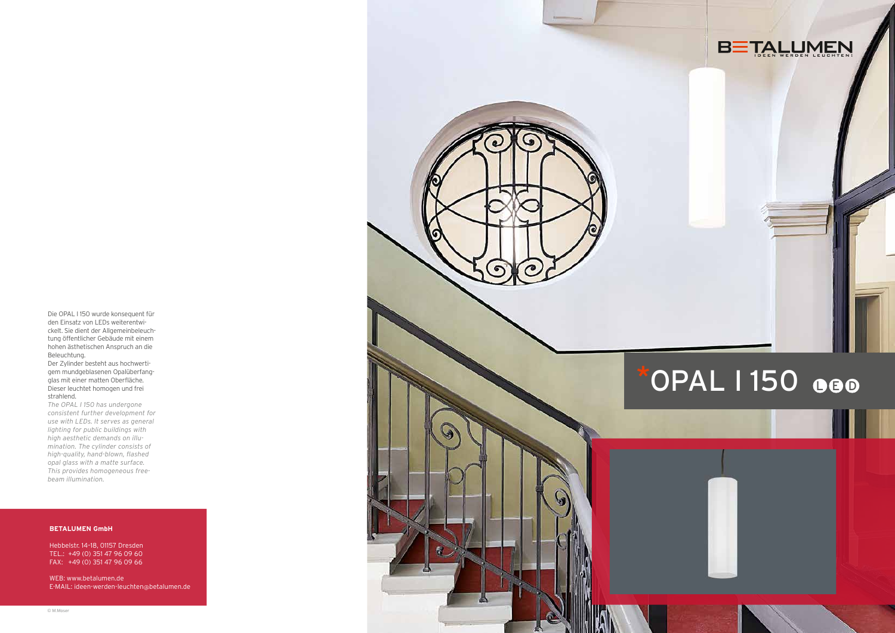Die OPAL I 150 wurde konsequent für den Einsatz von LEDs weiterentwickelt. Sie dient der Allgemeinbeleuchtung öffentlicher Gebäude mit einem hohen ästhetischen Anspruch an die Beleuchtung.
Der Zylinder besteht aus hochwertigem mundgeblasenen Opalüberfangglas mit einer matten Oberfläche. Dieser leuchtet homogen und frei strahlend.

*The OPAL I 150 has undergone consistent further development for use with LEDs. It serves as general lighting for public buildings with high aesthetic demands on illumination. The cylinder consists of high-quality, hand-blown, flashed opal glass with a matte surface. This provides homogeneous free-beam illumination.*

**BETALUMEN GmbH**

Hebbelstr. 14–18, 01157 Dresden
TEL.: +49 (0) 351 47 96 09 60
FAX: +49 (0) 351 47 96 09 66

WEB: www.betalumen.de
E-MAIL: ideen-werden-leuchten@betalumen.de

© M.Moser

BETALUMEN
IDEEN WERDEN LEUCHTEN!

# *OPAL I 150 LED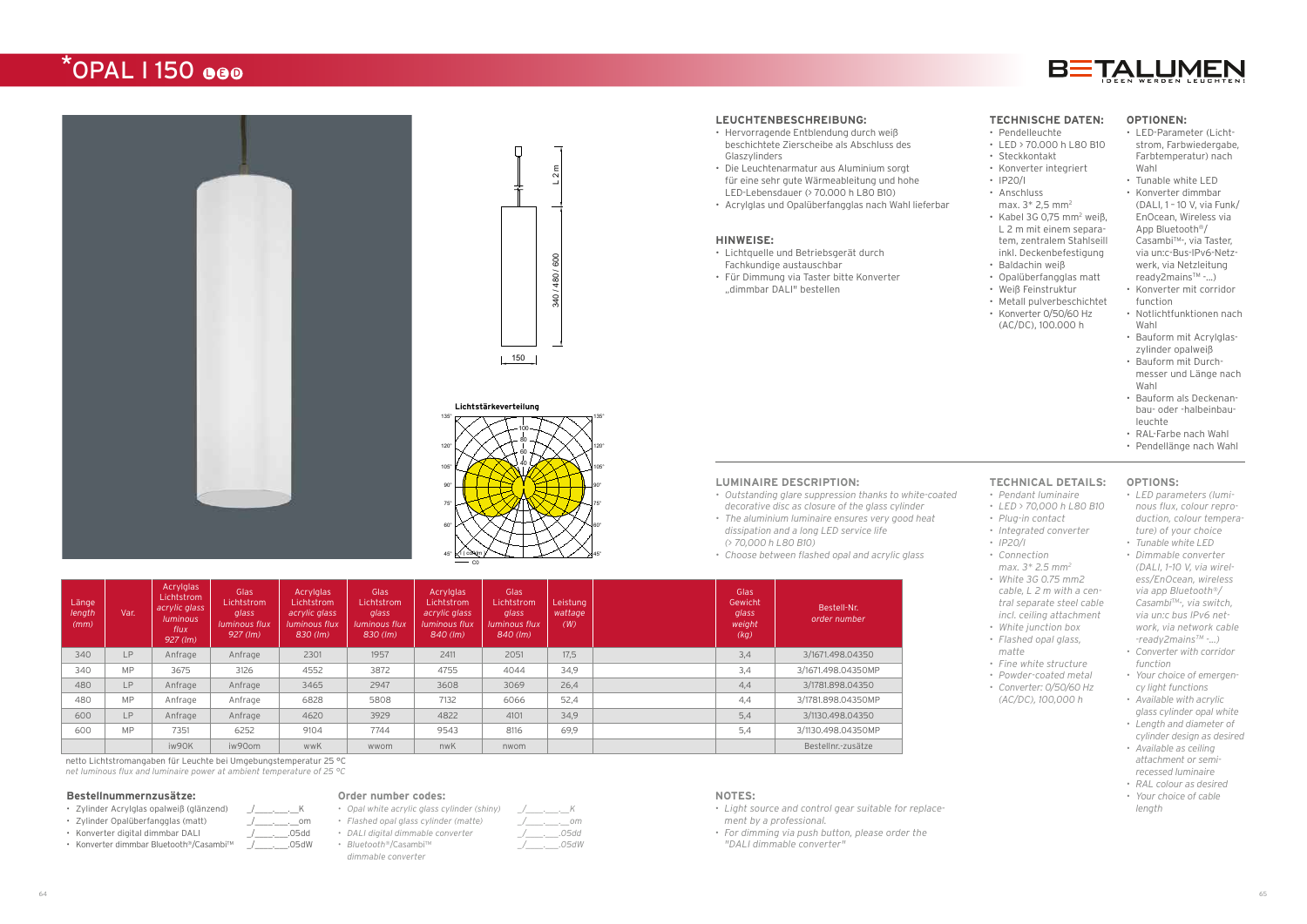# *OPAL I 150 LED

BETALUMEN
IDEEN WERDEN LEUCHTEN!

L 2 m

340 / 480 / 600

150

Lichtstärkeverteilung

135°
120°
105°
90°
75°
60°
45°
100
80
60
40
C0

## LEUCHTENBESCHREIBUNG:

- Hervorragende Entblendung durch weiß beschichtete Zierscheibe als Abschluss des Glaszylinders
- Die Leuchtenarmatur aus Aluminium sorgt für eine sehr gute Wärmeableitung und hohe LED-Lebensdauer (> 70.000 h L80 B10)
- Acrylglas und Opalüberfangglas nach Wahl lieferbar

## HINWEISE:

- Lichtquelle und Betriebsgerät durch Fachkundige austauschbar
- Für Dimmung via Taster bitte Konverter „dimmbar DALI" bestellen

## TECHNISCHE DATEN:

- Pendelleuchte
- LED > 70.000 h L80 B10
- Steckkontakt
- Konverter integriert
- IP20/I
- Anschluss max. 3* 2,5 mm²
- Kabel 3G 0,75 mm² weiß, L 2 m mit einem separatem, zentralem Stahlseil inkl. Deckenbefestigung
- Baldachin weiß
- Opalüberfangglas matt
- Weiß Feinstruktur
- Metall pulverbeschichtet
- Konverter 0/50/60 Hz (AC/DC), 100.000 h

## OPTIONEN:

- LED-Parameter (Lichtstrom, Farbwiedergabe, Farbtemperatur) nach Wahl
- Tunable white LED
- Konverter dimmbar (DALI, 1 – 10 V, via Funk/EnOcean, Wireless via App Bluetooth®/Casambi™-, via Taster, via un:c-Bus-IPv6-Netzwerk, via Netzleitung ready2mains™ -…)
- Konverter mit corridor function
- Notlichtfunktionen nach Wahl
- Bauform mit Acrylglaszylinder opalweiß
- Bauform mit Durchmesser und Länge nach Wahl
- Bauform als Deckenanbau- oder -halbeinbauleuchte
- RAL-Farbe nach Wahl
- Pendellänge nach Wahl

## LUMINAIRE DESCRIPTION:

- *Outstanding glare suppression thanks to white-coated decorative disc as closure of the glass cylinder*
- *The aluminium luminaire ensures very good heat dissipation and a long LED service life (> 70,000 h L80 B10)*
- *Choose between flashed opal and acrylic glass*

## TECHNICAL DETAILS:

- *Pendant luminaire*
- *LED > 70,000 h L80 B10*
- *Plug-in contact*
- *Integrated converter*
- *IP20/I*
- *Connection max. 3* 2.5 mm²*
- *White 3G 0.75 mm2 cable, L 2 m with a central separate steel cable incl. ceiling attachment*
- *White junction box*
- *Flashed opal glass, matte*
- *Fine white structure*
- *Powder-coated metal*
- *Converter: 0/50/60 Hz (AC/DC), 100,000 h*

## OPTIONS:

- *LED parameters (luminous flux, colour reproduction, colour temperature) of your choice*
- *Tunable white LED*
- *Dimmable converter (DALI, 1-10 V, via wireless/EnOcean, wireless via app Bluetooth®/Casambi™-, via switch, via un:c bus IPv6 network, via network cable -ready2mains™ -…)*
- *Converter with corridor function*
- *Your choice of emergency light functions*
- *Available with acrylic glass cylinder opal white*
- *Length and diameter of cylinder design as desired*
- *Available as ceiling attachment or semi-recessed luminaire*
- *RAL colour as desired*
- *Your choice of cable length*

| Länge *length* *(mm)* | Var. | Acrylglas Lichtstrom *acrylic glass luminous flux* 927 *(lm)* | Glas Lichtstrom *glass luminous flux* 927 *(lm)* | Acrylglas Lichtstrom *acrylic glass luminous flux* 830 *(lm)* | Glas Lichtstrom *glass luminous flux* 830 *(lm)* | Acrylglas Lichtstrom *acrylic glass luminous flux* 840 *(lm)* | Glas Lichtstrom *glass luminous flux* 840 *(lm)* | Leistung *wattage* *(W)* | | Glas Gewicht *glass weight* *(kg)* | Bestell-Nr. *order number* |
|---|---|---|---|---|---|---|---|---|---|---|---|
| 340 | LP | Anfrage | Anfrage | 2301 | 1957 | 2411 | 2051 | 17,5 | | 3,4 | 3/1671.498.04350 |
| 340 | MP | 3675 | 3126 | 4552 | 3872 | 4755 | 4044 | 34,9 | | 3,4 | 3/1671.498.04350MP |
| 480 | LP | Anfrage | Anfrage | 3465 | 2947 | 3608 | 3069 | 26,4 | | 4,4 | 3/1781.898.04350 |
| 480 | MP | Anfrage | Anfrage | 6828 | 5808 | 7132 | 6066 | 52,4 | | 4,4 | 3/1781.898.04350MP |
| 600 | LP | Anfrage | Anfrage | 4620 | 3929 | 4822 | 4101 | 34,9 | | 5,4 | 3/1130.498.04350 |
| 600 | MP | 7351 | 6252 | 9104 | 7744 | 9543 | 8116 | 69,9 | | 5,4 | 3/1130.498.04350MP |
| | | iw90K | iw90om | wwK | wwom | nwK | nwom | | | | Bestellnr.-zusätze |

netto Lichtstromangaben für Leuchte bei Umgebungstemperatur 25 °C
*net luminous flux and luminaire power at ambient temperature of 25 °C*

## Bestellnummernzusätze:

- Zylinder Acrylglas opalweiß (glänzend) _/____.___.__K
- Zylinder Opalüberfangglas (matt) _/____.___.__om
- Konverter digital dimmbar DALI _/____.___.05dd
- Konverter dimmbar Bluetooth®/Casambi™ _/____.___.05dW

## Order number codes:

- *Opal white acrylic glass cylinder (shiny)* _/____.___.__K
- *Flashed opal glass cylinder (matte)* _/____.___.__om
- *DALI digital dimmable converter* _/____.___.05dd
- *Bluetooth®/Casambi™ dimmable converter* _/____.___.05dW

## NOTES:

- *Light source and control gear suitable for replacement by a professional.*
- *For dimming via push button, please order the "DALI dimmable converter"*